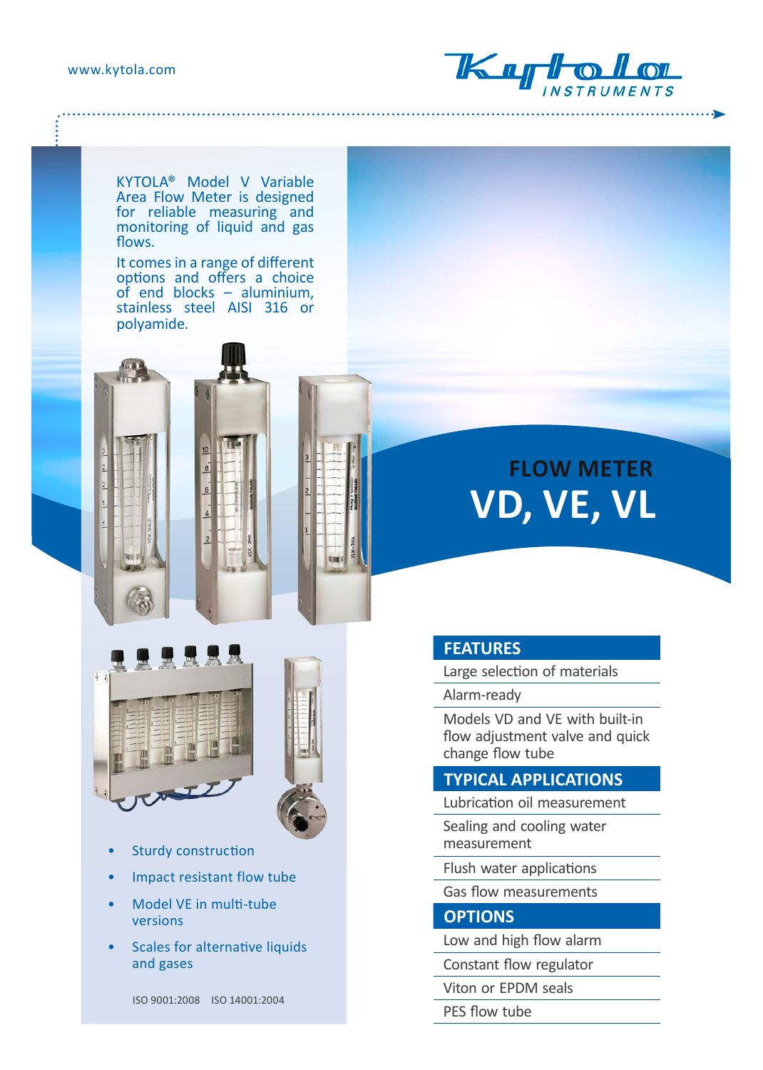www.kytola.com

KYTOLA® Model V Variable Area Flow Meter is designed for reliable measuring and monitoring of liquid and gas flows.

It comes in a range of different options and offers a choice of end blocks – aluminium, stainless steel AISI 316 or polyamide.

# FLOW METER VD, VE, VL

- Sturdy construction
- Impact resistant flow tube
- Model VE in multi-tube versions
- Scales for alternative liquids and gases

ISO 9001:2008 ISO 14001:2004

## FEATURES

- Large selection of materials
- Alarm-ready
- Models VD and VE with built-in flow adjustment valve and quick change flow tube

## TYPICAL APPLICATIONS

- Lubrication oil measurement
- Sealing and cooling water measurement
- Flush water applications
- Gas flow measurements

## OPTIONS

- Low and high flow alarm
- Constant flow regulator
- Viton or EPDM seals
- PES flow tube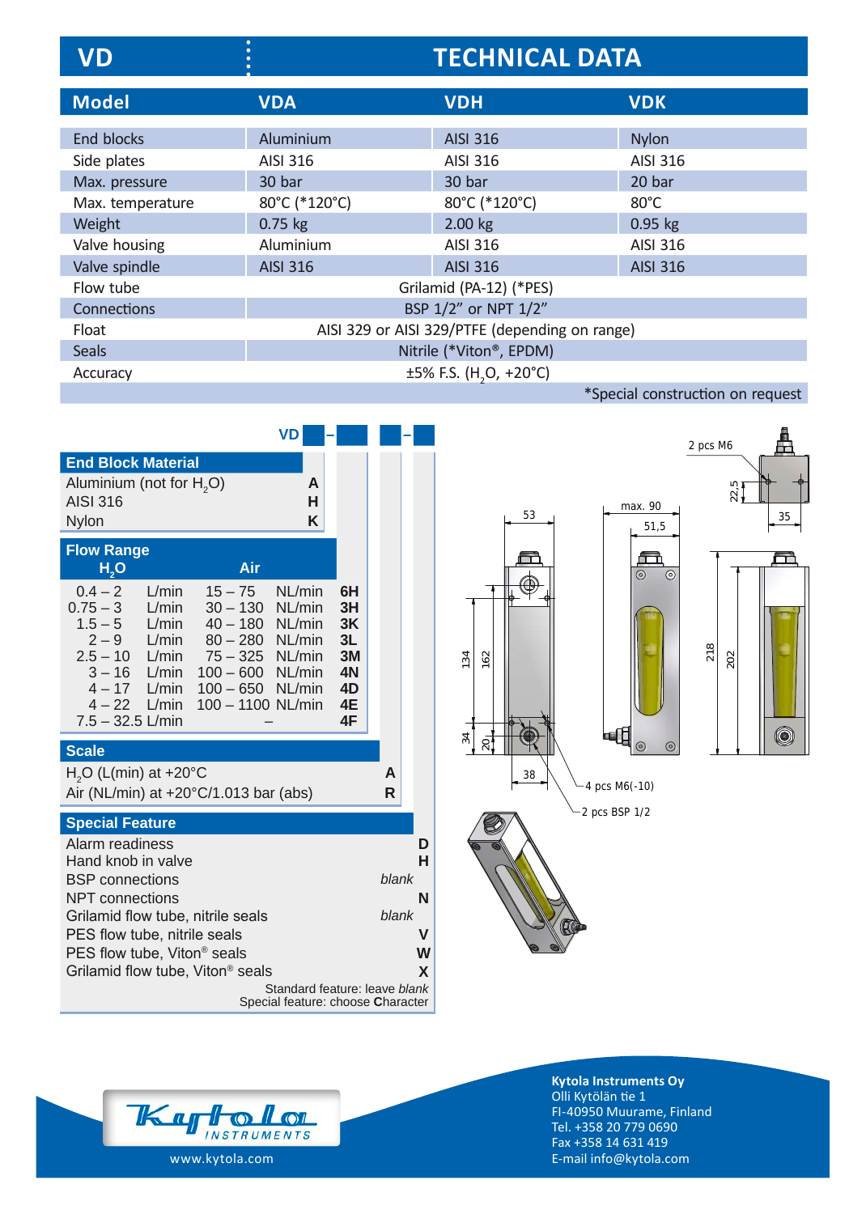# VD TECHNICAL DATA

| Model | VDA | VDH | VDK |
|---|---|---|---|
| End blocks | Aluminium | AISI 316 | Nylon |
| Side plates | AISI 316 | AISI 316 | AISI 316 |
| Max. pressure | 30 bar | 30 bar | 20 bar |
| Max. temperature | 80°C (*120°C) | 80°C (*120°C) | 80°C |
| Weight | 0.75 kg | 2.00 kg | 0.95 kg |
| Valve housing | Aluminium | AISI 316 | AISI 316 |
| Valve spindle | AISI 316 | AISI 316 | AISI 316 |
| Flow tube | Grilamid (PA-12) (*PES) | | |
| Connections | BSP 1/2" or NPT 1/2" | | |
| Float | AISI 329 or AISI 329/PTFE (depending on range) | | |
| Seals | Nitrile (*Viton®, EPDM) | | |
| Accuracy | ±5% F.S. ($H_2O$, +20°C) | | |

*Special construction on request

**VD ■ – ■ ■ – ■**

### End Block Material

| | |
|---|---|
| Aluminium (not for $H_2O$) | **A** |
| AISI 316 | **H** |
| Nylon | **K** |

### Flow Range

| $H_2O$ | Air | |
|---|---|---|
| 0.4 – 2 L/min | 15 – 75 NL/min | **6H** |
| 0.75 – 3 L/min | 30 – 130 NL/min | **3H** |
| 1.5 – 5 L/min | 40 – 180 NL/min | **3K** |
| 2 – 9 L/min | 80 – 280 NL/min | **3L** |
| 2.5 – 10 L/min | 75 – 325 NL/min | **3M** |
| 3 – 16 L/min | 100 – 600 NL/min | **4N** |
| 4 – 17 L/min | 100 – 650 NL/min | **4D** |
| 4 – 22 L/min | 100 – 1100 NL/min | **4E** |
| 7.5 – 32.5 L/min | – | **4F** |

### Scale

| | |
|---|---|
| $H_2O$ (L(min) at +20°C | **A** |
| Air (NL/min) at +20°C/1.013 bar (abs) | **R** |

### Special Feature

| | |
|---|---|
| Alarm readiness | **D** |
| Hand knob in valve | **H** |
| BSP connections | *blank* |
| NPT connections | **N** |
| Grilamid flow tube, nitrile seals | *blank* |
| PES flow tube, nitrile seals | **V** |
| PES flow tube, Viton® seals | **W** |
| Grilamid flow tube, Viton® seals | **X** |

Standard feature: leave *blank*
Special feature: choose **C**haracter

2 pcs M6
22,5
35
53
max. 90
51,5
134
162
34
20
38
218
202
4 pcs M6(-10)
2 pcs BSP 1/2

**Kytola Instruments Oy**
Olli Kytölän tie 1
FI-40950 Muurame, Finland
Tel. +358 20 779 0690
Fax +358 14 631 419
E-mail info@kytola.com

www.kytola.com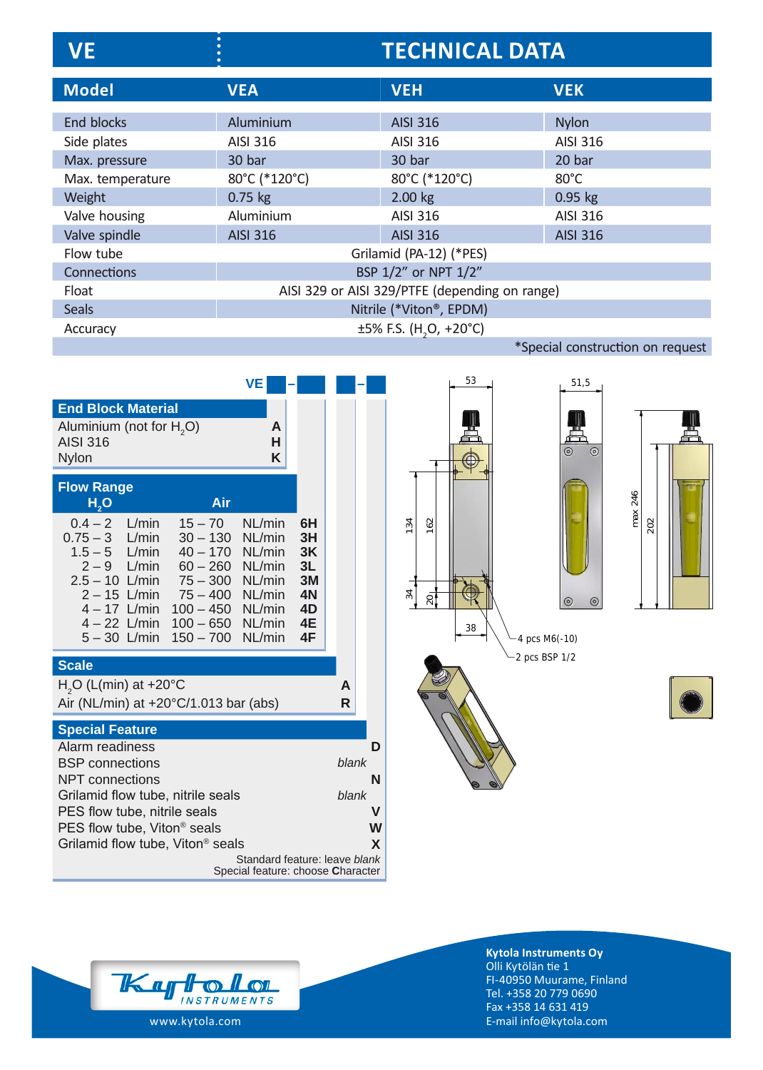# VE — TECHNICAL DATA

| Model | VEA | VEH | VEK |
|---|---|---|---|
| End blocks | Aluminium | AISI 316 | Nylon |
| Side plates | AISI 316 | AISI 316 | AISI 316 |
| Max. pressure | 30 bar | 30 bar | 20 bar |
| Max. temperature | 80°C (*120°C) | 80°C (*120°C) | 80°C |
| Weight | 0.75 kg | 2.00 kg | 0.95 kg |
| Valve housing | Aluminium | AISI 316 | AISI 316 |
| Valve spindle | AISI 316 | AISI 316 | AISI 316 |
| Flow tube | Grilamid (PA-12) (*PES) | | |
| Connections | BSP 1/2" or NPT 1/2" | | |
| Float | AISI 329 or AISI 329/PTFE (depending on range) | | |
| Seals | Nitrile (*Viton®, EPDM) | | |
| Accuracy | ±5% F.S. ($H_2O$, +20°C) | | |

*Special construction on request

**VE ■ – ■ ■ – ■**

### End Block Material

| | |
|---|---|
| Aluminium (not for $H_2O$) | A |
| AISI 316 | H |
| Nylon | K |

### Flow Range

| $H_2O$ | Air | |
|---|---|---|
| 0.4 – 2 L/min | 15 – 70 NL/min | 6H |
| 0.75 – 3 L/min | 30 – 130 NL/min | 3H |
| 1.5 – 5 L/min | 40 – 170 NL/min | 3K |
| 2 – 9 L/min | 60 – 260 NL/min | 3L |
| 2.5 – 10 L/min | 75 – 300 NL/min | 3M |
| 2 – 15 L/min | 75 – 400 NL/min | 4N |
| 4 – 17 L/min | 100 – 450 NL/min | 4D |
| 4 – 22 L/min | 100 – 650 NL/min | 4E |
| 5 – 30 L/min | 150 – 700 NL/min | 4F |

### Scale

| | |
|---|---|
| $H_2O$ (L(min) at +20°C | A |
| Air (NL/min) at +20°C/1.013 bar (abs) | R |

### Special Feature

| | |
|---|---|
| Alarm readiness | D |
| BSP connections | *blank* |
| NPT connections | N |
| Grilamid flow tube, nitrile seals | *blank* |
| PES flow tube, nitrile seals | V |
| PES flow tube, Viton® seals | W |
| Grilamid flow tube, Viton® seals | X |

Standard feature: leave *blank*
Special feature: choose **C**haracter

Dimensions: 53, 51,5, 134, 162, 34, 20, 38, max 246, 202
4 pcs M6(-10)
2 pcs BSP 1/2

**Kytola Instruments Oy**
Olli Kytölän tie 1
FI-40950 Muurame, Finland
Tel. +358 20 779 0690
Fax +358 14 631 419
E-mail info@kytola.com

www.kytola.com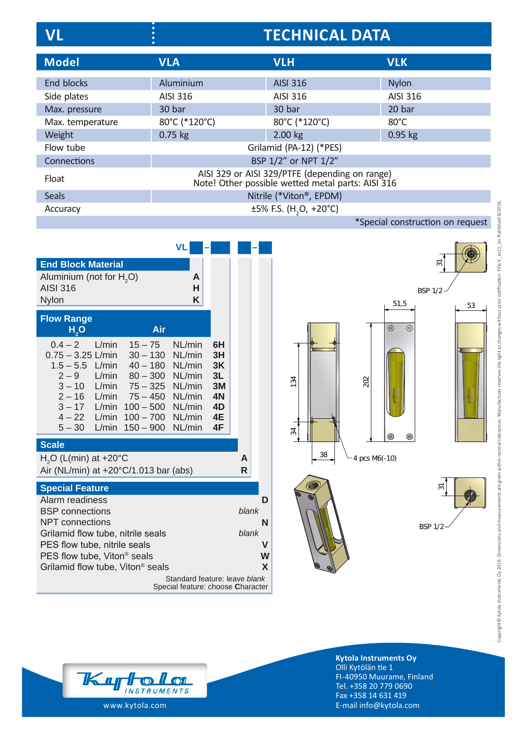# VL TECHNICAL DATA

| Model | VLA | VLH | VLK |
|---|---|---|---|
| End blocks | Aluminium | AISI 316 | Nylon |
| Side plates | AISI 316 | AISI 316 | AISI 316 |
| Max. pressure | 30 bar | 30 bar | 20 bar |
| Max. temperature | 80°C (*120°C) | 80°C (*120°C) | 80°C |
| Weight | 0.75 kg | 2.00 kg | 0.95 kg |
| Flow tube | Grilamid (PA-12) (*PES) | | |
| Connections | BSP 1/2” or NPT 1/2” | | |
| Float | AISI 329 or AISI 329/PTFE (depending on range) Note! Other possible wetted metal parts: AISI 316 | | |
| Seals | Nitrile (*Viton®, EPDM) | | |
| Accuracy | ±5% F.S. ($H_2O$, +20°C) | | |

*Special construction on request

## VL ☐ – ☐ ☐ – ☐

### End Block Material

| | |
|---|---|
| Aluminium (not for $H_2O$) | A |
| AISI 316 | H |
| Nylon | K |

### Flow Range

| $H_2O$ | Air | |
|---|---|---|
| 0.4 – 2 L/min | 15 – 75 NL/min | 6H |
| 0.75 – 3.25 L/min | 30 – 130 NL/min | 3H |
| 1.5 – 5.5 L/min | 40 – 180 NL/min | 3K |
| 2 – 9 L/min | 80 – 300 NL/min | 3L |
| 3 – 10 L/min | 75 – 325 NL/min | 3M |
| 2 – 16 L/min | 75 – 450 NL/min | 4N |
| 3 – 17 L/min | 100 – 500 NL/min | 4D |
| 4 – 22 L/min | 100 – 700 NL/min | 4E |
| 5 – 30 L/min | 150 – 900 NL/min | 4F |

### Scale

| | |
|---|---|
| $H_2O$ (L(min) at +20°C | A |
| Air (NL/min) at +20°C/1.013 bar (abs) | R |

### Special Feature

| | |
|---|---|
| Alarm readiness | D |
| BSP connections | *blank* |
| NPT connections | N |
| Grilamid flow tube, nitrile seals | *blank* |
| PES flow tube, nitrile seals | V |
| PES flow tube, Viton® seals | W |
| Grilamid flow tube, Viton® seals | X |

Standard feature: leave *blank*
Special feature: choose **C**haracter

31
BSP 1/2
51,5
53
134
202
34
38
4 pcs M6(-10)
31
BSP 1/2

Copyright © Kytola Instruments Oy 2016. Dimensions and measurements are given within normal tolerances. Manufacturer reserves the right to changes without prior notification. File V_es11_en Published 6/2016.

www.kytola.com

**Kytola Instruments Oy**
Olli Kytölän tie 1
FI-40950 Muurame, Finland
Tel. +358 20 779 0690
Fax +358 14 631 419
E-mail info@kytola.com